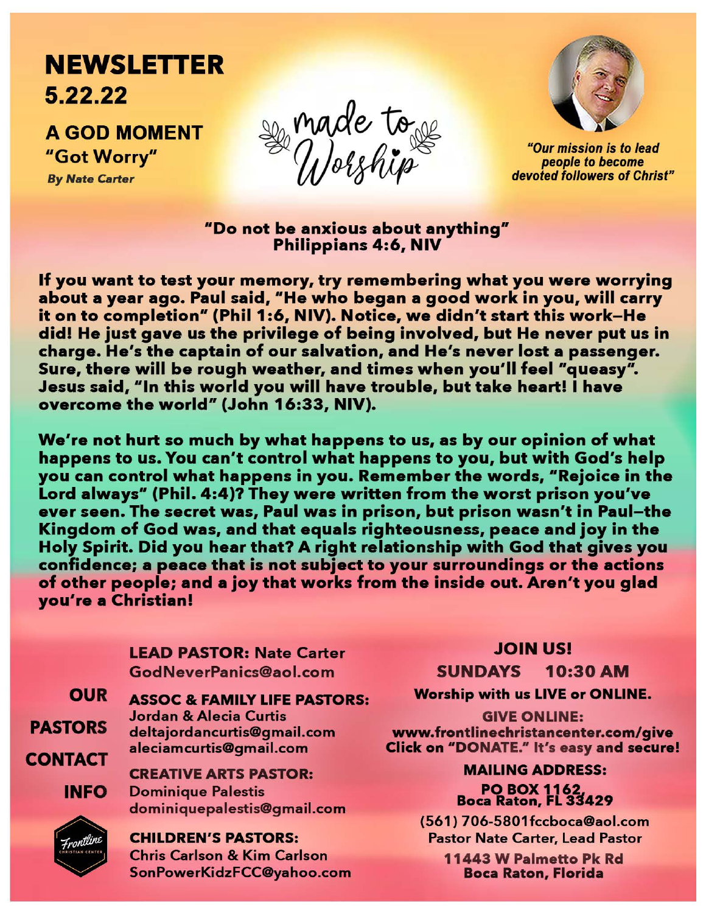# NEWSLETTER
## 5.22.22

## A GOD MOMENT
### "Got Worry"
***By Nate Carter***

made to Worship

*"Our mission is to lead people to become devoted followers of Christ"*

**"Do not be anxious about anything"**
**Philippians 4:6, NIV**

**If you want to test your memory, try remembering what you were worrying about a year ago. Paul said, "He who began a good work in you, will carry it on to completion" (Phil 1:6, NIV). Notice, we didn't start this work–He did! He just gave us the privilege of being involved, but He never put us in charge. He's the captain of our salvation, and He's never lost a passenger. Sure, there will be rough weather, and times when you'll feel "queasy". Jesus said, "In this world you will have trouble, but take heart! I have overcome the world" (John 16:33, NIV).**

**We're not hurt so much by what happens to us, as by our opinion of what happens to us. You can't control what happens to you, but with God's help you can control what happens in you. Remember the words, "Rejoice in the Lord always" (Phil. 4:4)? They were written from the worst prison you've ever seen. The secret was, Paul was in prison, but prison wasn't in Paul–the Kingdom of God was, and that equals righteousness, peace and joy in the Holy Spirit. Did you hear that? A right relationship with God that gives you confidence; a peace that is not subject to your surroundings or the actions of other people; and a joy that works from the inside out. Aren't you glad you're a Christian!**

## OUR PASTORS CONTACT INFO

**LEAD PASTOR:** Nate Carter
GodNeverPanics@aol.com

**ASSOC & FAMILY LIFE PASTORS:**
Jordan & Alecia Curtis
deltajordancurtis@gmail.com
aleciamcurtis@gmail.com

**CREATIVE ARTS PASTOR:**
Dominique Palestis
dominiquepalestis@gmail.com

**CHILDREN'S PASTORS:**
Chris Carlson & Kim Carlson
SonPowerKidzFCC@yahoo.com

Frontline Christian Center

## JOIN US!

**SUNDAYS 10:30 AM**

**Worship with us LIVE or ONLINE.**

**GIVE ONLINE:**
**www.frontlinechristancenter.com/give**
**Click on "DONATE." It's easy and secure!**

**MAILING ADDRESS:**
**PO BOX 1162,**
**Boca Raton, FL 33429**

(561) 706-5801fccboca@aol.com
Pastor Nate Carter, Lead Pastor

**11443 W Palmetto Pk Rd**
**Boca Raton, Florida**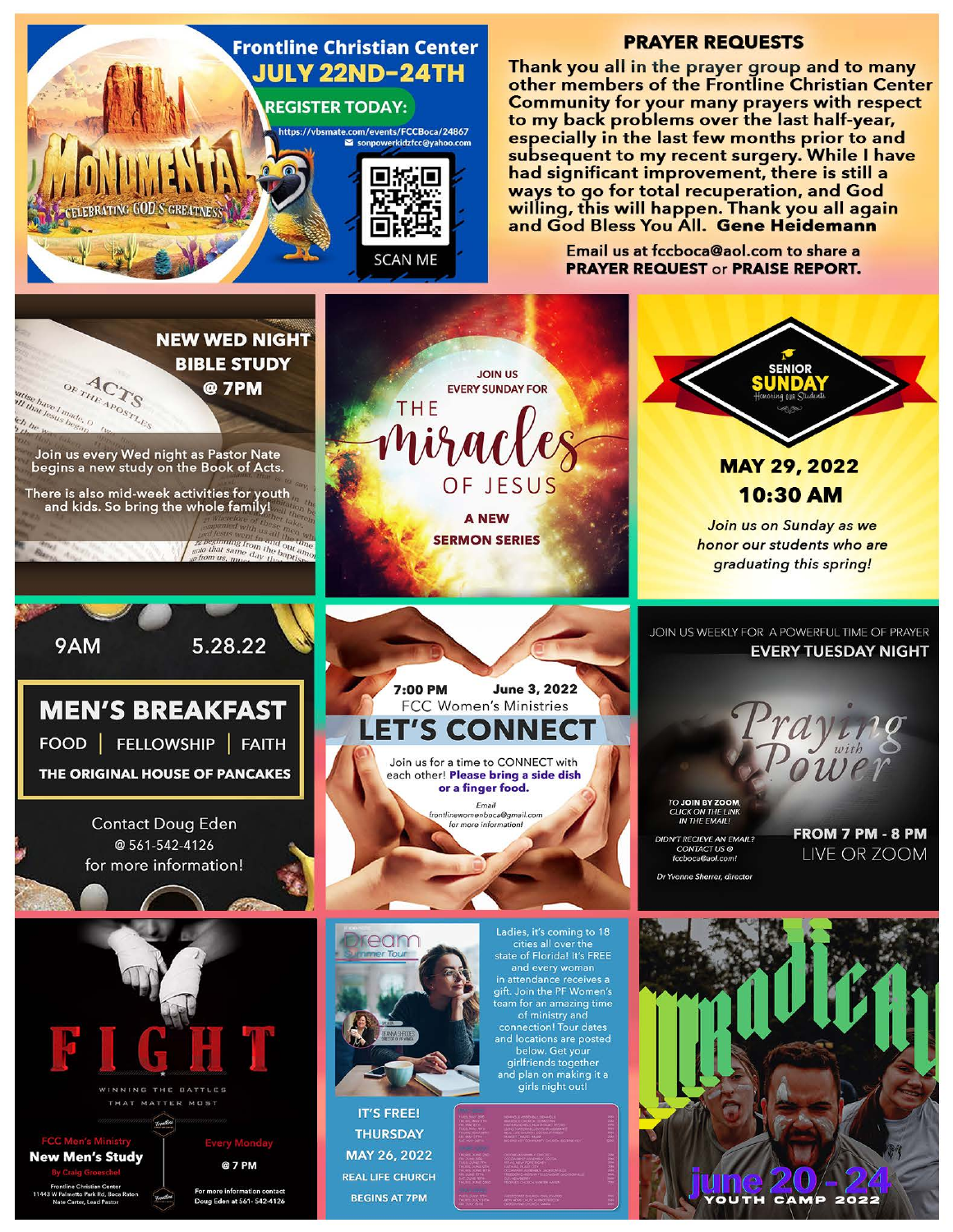## Frontline Christian Center

**JULY 22ND–24TH**

**REGISTER TODAY:**

https://vbsmate.com/events/FCCBoca/24867

sonpowerkidzfcc@yahoo.com

MONUMENTAL

CELEBRATING GOD'S GREATNESS

SCAN ME

## PRAYER REQUESTS

Thank you all in the prayer group and to many other members of the Frontline Christian Center Community for your many prayers with respect to my back problems over the last half-year, especially in the last few months prior to and subsequent to my recent surgery. While I have had significant improvement, there is still a ways to go for total recuperation, and God willing, this will happen. Thank you all again and God Bless You All. **Gene Heidemann**

Email us at fccboca@aol.com to share a **PRAYER REQUEST** or **PRAISE REPORT.**

## NEW WED NIGHT BIBLE STUDY @ 7PM

Join us every Wed night as Pastor Nate begins a new study on the Book of Acts.

There is also mid-week activities for youth and kids. So bring the whole family!

## JOIN US EVERY SUNDAY FOR THE miracles OF JESUS

**A NEW SERMON SERIES**

## SENIOR SUNDAY

*Honoring our Students*

**MAY 29, 2022**

**10:30 AM**

*Join us on Sunday as we honor our students who are graduating this spring!*

## MEN'S BREAKFAST

9AM 5.28.22

FOOD | FELLOWSHIP | FAITH

THE ORIGINAL HOUSE OF PANCAKES

Contact Doug Eden @ 561-542-4126 for more information!

## LET'S CONNECT

**7:00 PM** **June 3, 2022**

FCC Women's Ministries

Join us for a time to CONNECT with each other! **Please bring a side dish or a finger food.**

*Email frontlinewomenboca@gmail.com for more information!*

## Praying with Power

JOIN US WEEKLY FOR A POWERFUL TIME OF PRAYER

**EVERY TUESDAY NIGHT**

TO JOIN BY ZOOM, CLICK ON THE LINK IN THE EMAIL!

DIDN'T RECIEVE AN EMAIL? CONTACT US @ fccboca@aol.com!

Dr Yvonne Sherrer, director

**FROM 7 PM - 8 PM**

LIVE OR ZOOM

## FIGHT

WINNING THE BATTLES THAT MATTER MOST

FCC Men's Ministry

**New Men's Study**

By Craig Groeschel

Every Monday @ 7 PM

Frontline Christian Center
11443 W Palmetto Park Rd, Boca Raton
Nate Carter, Lead Pastor

For more information contact Doug Eden at 561- 542-4126

## Dream Summer Tour

Ladies, it's coming to 18 cities all over the state of Florida! It's FREE and every woman in attendance receives a gift. Join the PF Women's team for an amazing time of ministry and connection! Tour dates and locations are posted below. Get your girlfriends together and plan on making it a girls night out!

**IT'S FREE!**

**THURSDAY**

**MAY 26, 2022**

**REAL LIFE CHURCH**

**BEGINS AT 7PM**

## Radical

**june 20 - 24**

**YOUTH CAMP 2022**